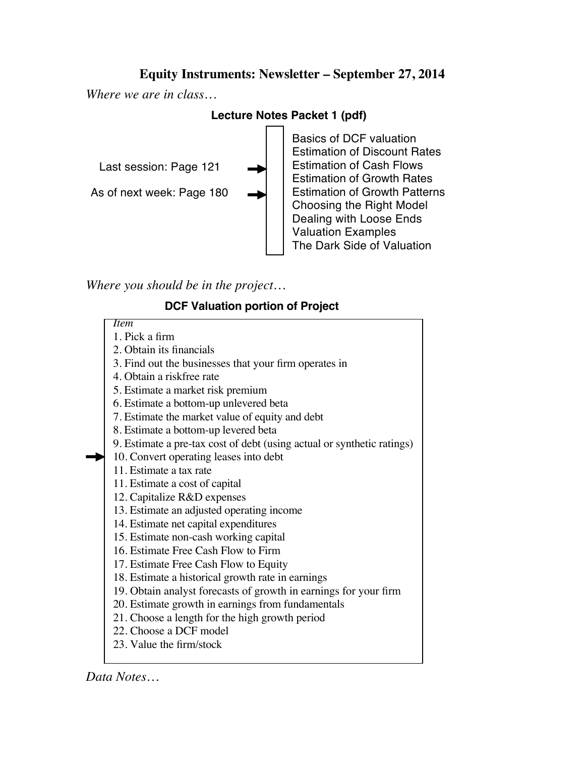# Equity Instruments: Newsletter – September 27, 2014

*Where we are in class…*

**Lecture Notes Packet 1 (pdf)**

Last session: Page 121 →

As of next week: Page 180 →

- Basics of DCF valuation
- Estimation of Discount Rates
- Estimation of Cash Flows
- Estimation of Growth Rates
- Estimation of Growth Patterns
- Choosing the Right Model
- Dealing with Loose Ends
- Valuation Examples
- The Dark Side of Valuation

*Where you should be in the project…*

**DCF Valuation portion of Project**

*Item*

1. Pick a firm
2. Obtain its financials
3. Find out the businesses that your firm operates in
4. Obtain a riskfree rate
5. Estimate a market risk premium
6. Estimate a bottom-up unlevered beta
7. Estimate the market value of equity and debt
8. Estimate a bottom-up levered beta
9. Estimate a pre-tax cost of debt (using actual or synthetic ratings)

→ 10. Convert operating leases into debt

11. Estimate a tax rate

11. Estimate a cost of capital

12. Capitalize R&D expenses
13. Estimate an adjusted operating income
14. Estimate net capital expenditures
15. Estimate non-cash working capital
16. Estimate Free Cash Flow to Firm
17. Estimate Free Cash Flow to Equity
18. Estimate a historical growth rate in earnings
19. Obtain analyst forecasts of growth in earnings for your firm
20. Estimate growth in earnings from fundamentals
21. Choose a length for the high growth period
22. Choose a DCF model
23. Value the firm/stock

*Data Notes…*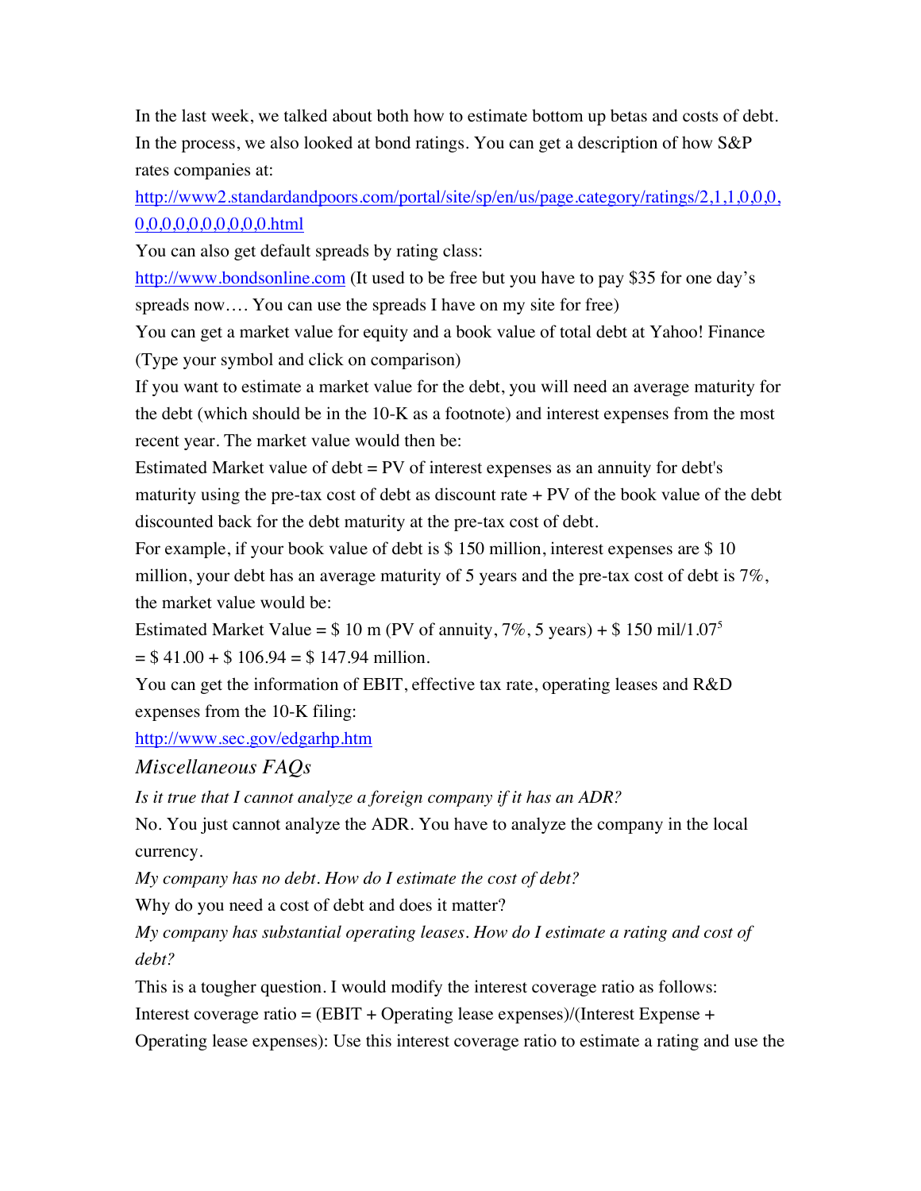In the last week, we talked about both how to estimate bottom up betas and costs of debt. In the process, we also looked at bond ratings. You can get a description of how S&P rates companies at:

[http://www2.standardandpoors.com/portal/site/sp/en/us/page.category/ratings/2,1,1,0,0,0,0,0,0,0,0,0,0,0,0,0.html](http://www2.standardandpoors.com/portal/site/sp/en/us/page.category/ratings/2,1,1,0,0,0,0,0,0,0,0,0,0,0,0,0.html)

You can also get default spreads by rating class:

[http://www.bondsonline.com](http://www.bondsonline.com) (It used to be free but you have to pay $35 for one day's spreads now…. You can use the spreads I have on my site for free)

You can get a market value for equity and a book value of total debt at Yahoo! Finance (Type your symbol and click on comparison)

If you want to estimate a market value for the debt, you will need an average maturity for the debt (which should be in the 10-K as a footnote) and interest expenses from the most recent year. The market value would then be:

Estimated Market value of debt = PV of interest expenses as an annuity for debt's maturity using the pre-tax cost of debt as discount rate + PV of the book value of the debt discounted back for the debt maturity at the pre-tax cost of debt.

For example, if your book value of debt is $ 150 million, interest expenses are $ 10 million, your debt has an average maturity of 5 years and the pre-tax cost of debt is 7%, the market value would be:

Estimated Market Value = $ 10 m (PV of annuity, 7%, 5 years) + $ 150 mil/$1.07^5$

= $ 41.00 + $ 106.94 = $ 147.94 million.

You can get the information of EBIT, effective tax rate, operating leases and R&D expenses from the 10-K filing:

[http://www.sec.gov/edgarhp.htm](http://www.sec.gov/edgarhp.htm)

## *Miscellaneous FAQs*

*Is it true that I cannot analyze a foreign company if it has an ADR?*

No. You just cannot analyze the ADR. You have to analyze the company in the local currency.

*My company has no debt. How do I estimate the cost of debt?*

Why do you need a cost of debt and does it matter?

*My company has substantial operating leases. How do I estimate a rating and cost of debt?*

This is a tougher question. I would modify the interest coverage ratio as follows:

Interest coverage ratio = (EBIT + Operating lease expenses)/(Interest Expense + Operating lease expenses): Use this interest coverage ratio to estimate a rating and use the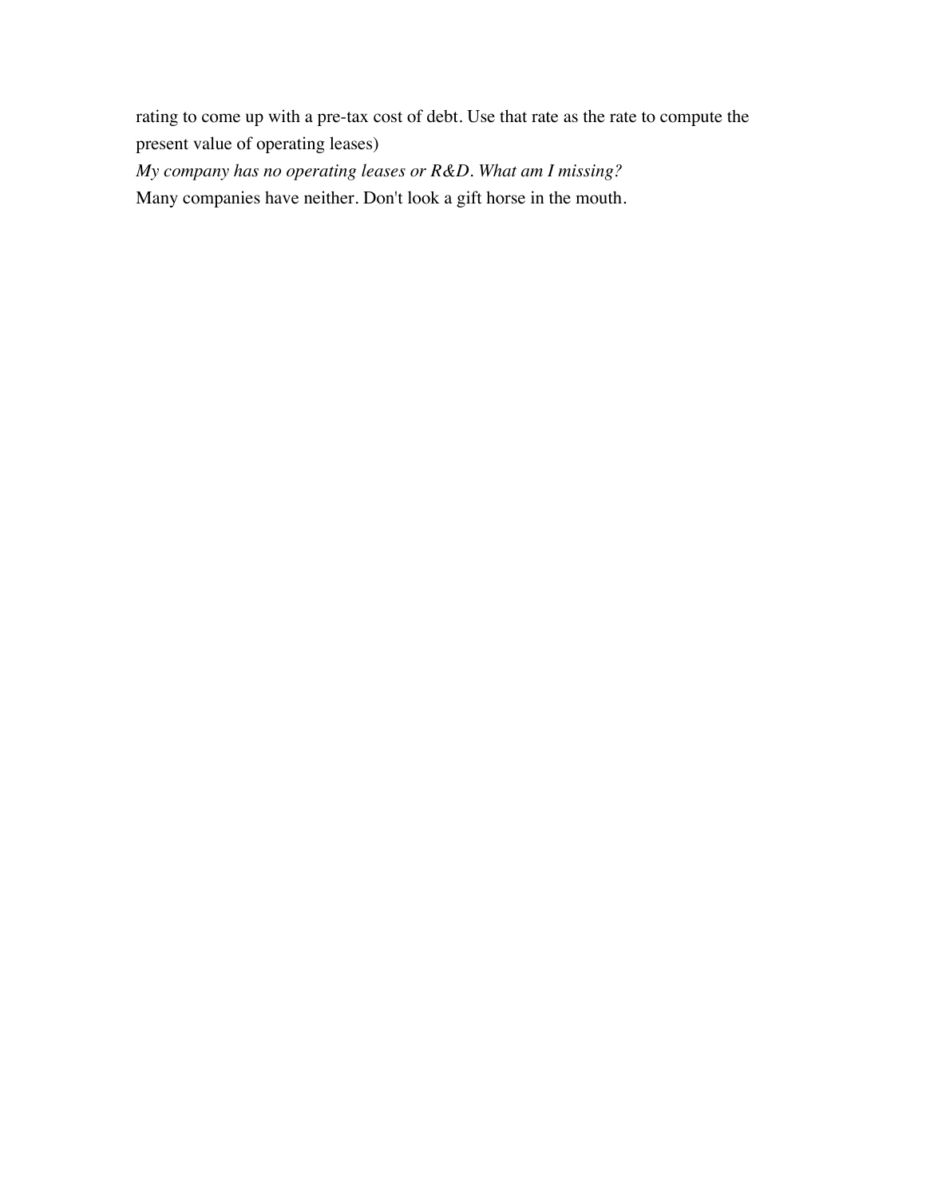rating to come up with a pre-tax cost of debt. Use that rate as the rate to compute the present value of operating leases)

*My company has no operating leases or R&D. What am I missing?*

Many companies have neither. Don't look a gift horse in the mouth.